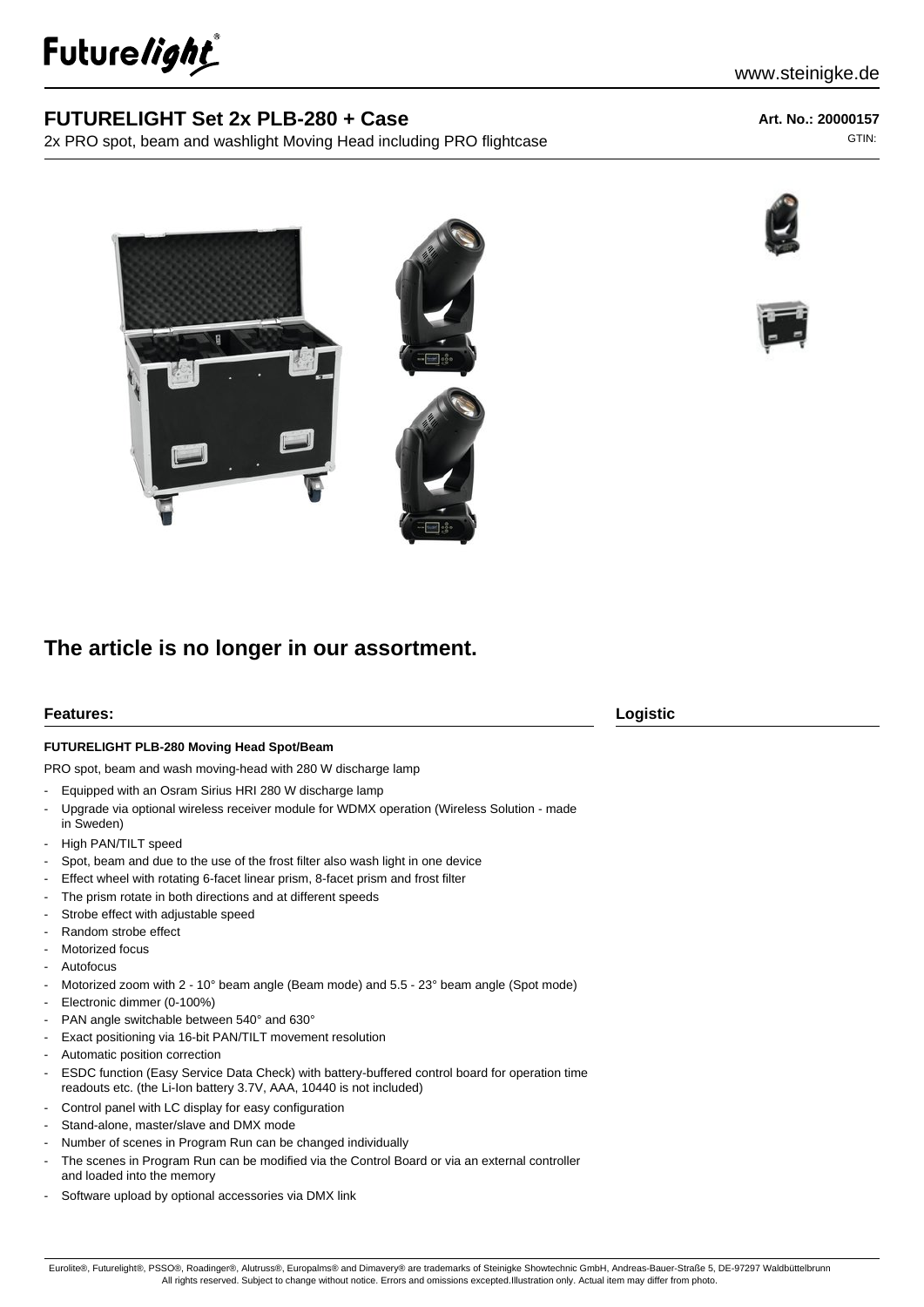# FUTURELIGHT Set 2x PLB-280 + Case

2x PRO spot, beam and washlight Moving Head including PRO flightcase

**Art. No.: 20000157**

GTIN:

## The article is no longer in our assortment.

### Features:

**FUTURELIGHT PLB-280 Moving Head Spot/Beam**

PRO spot, beam and wash moving-head with 280 W discharge lamp

- Equipped with an Osram Sirius HRI 280 W discharge lamp
- Upgrade via optional wireless receiver module for WDMX operation (Wireless Solution - made in Sweden)
- High PAN/TILT speed
- Spot, beam and due to the use of the frost filter also wash light in one device
- Effect wheel with rotating 6-facet linear prism, 8-facet prism and frost filter
- The prism rotate in both directions and at different speeds
- Strobe effect with adjustable speed
- Random strobe effect
- Motorized focus
- Autofocus
- Motorized zoom with 2 - 10° beam angle (Beam mode) and 5.5 - 23° beam angle (Spot mode)
- Electronic dimmer (0-100%)
- PAN angle switchable between 540° and 630°
- Exact positioning via 16-bit PAN/TILT movement resolution
- Automatic position correction
- ESDC function (Easy Service Data Check) with battery-buffered control board for operation time readouts etc. (the Li-Ion battery 3.7V, AAA, 10440 is not included)
- Control panel with LC display for easy configuration
- Stand-alone, master/slave and DMX mode
- Number of scenes in Program Run can be changed individually
- The scenes in Program Run can be modified via the Control Board or via an external controller and loaded into the memory
- Software upload by optional accessories via DMX link

### Logistic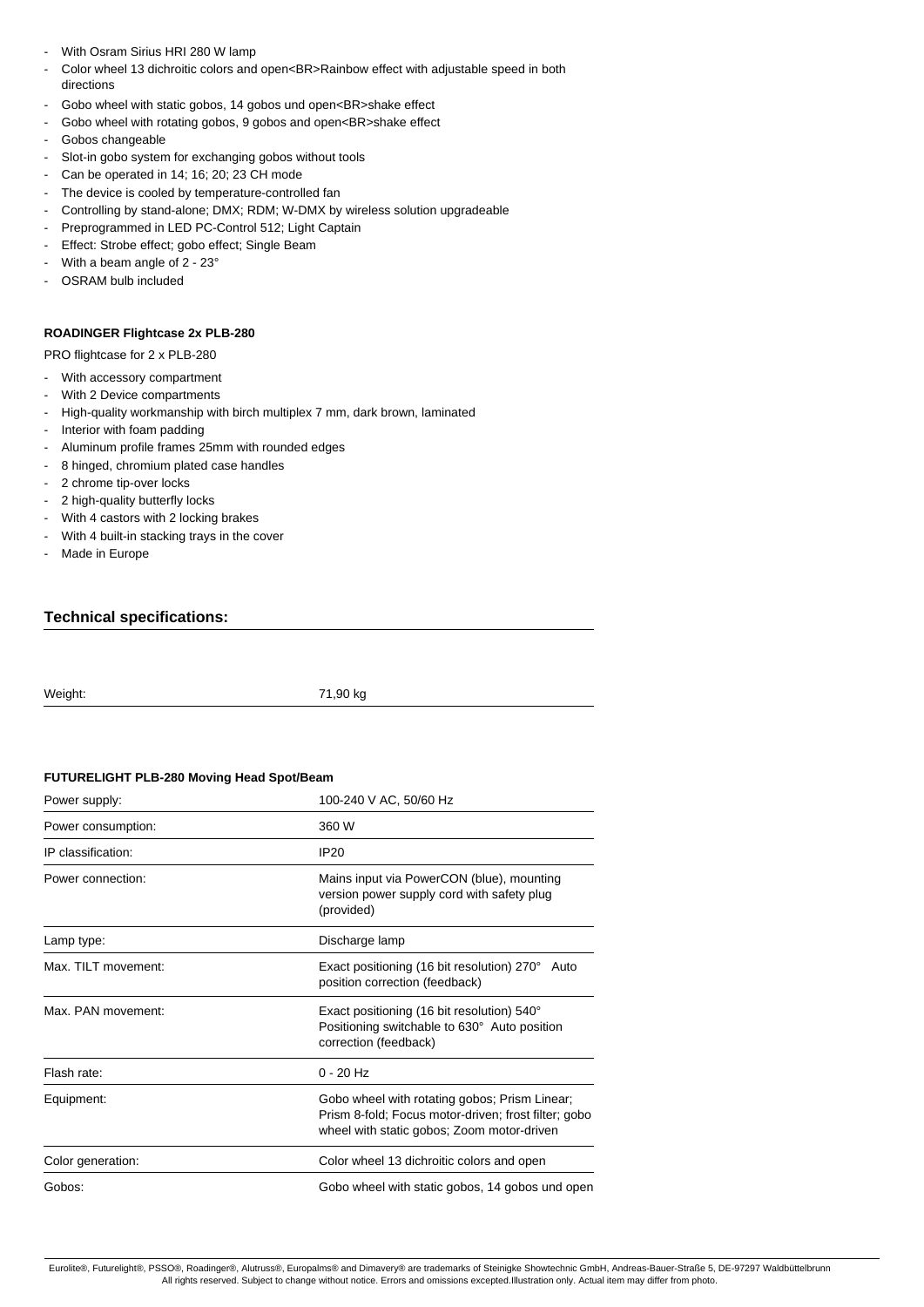- With Osram Sirius HRI 280 W lamp
- Color wheel 13 dichroitic colors and open<BR>Rainbow effect with adjustable speed in both directions
- Gobo wheel with static gobos, 14 gobos und open<BR>shake effect
- Gobo wheel with rotating gobos, 9 gobos and open<BR>shake effect
- Gobos changeable
- Slot-in gobo system for exchanging gobos without tools
- Can be operated in 14; 16; 20; 23 CH mode
- The device is cooled by temperature-controlled fan
- Controlling by stand-alone; DMX; RDM; W-DMX by wireless solution upgradeable
- Preprogrammed in LED PC-Control 512; Light Captain
- Effect: Strobe effect; gobo effect; Single Beam
- With a beam angle of 2 - 23°
- OSRAM bulb included

**ROADINGER Flightcase 2x PLB-280**

PRO flightcase for 2 x PLB-280

- With accessory compartment
- With 2 Device compartments
- High-quality workmanship with birch multiplex 7 mm, dark brown, laminated
- Interior with foam padding
- Aluminum profile frames 25mm with rounded edges
- 8 hinged, chromium plated case handles
- 2 chrome tip-over locks
- 2 high-quality butterfly locks
- With 4 castors with 2 locking brakes
- With 4 built-in stacking trays in the cover
- Made in Europe

## Technical specifications:

| | |
|---|---|
| Weight: | 71,90 kg |

**FUTURELIGHT PLB-280 Moving Head Spot/Beam**

| | |
|---|---|
| Power supply: | 100-240 V AC, 50/60 Hz |
| Power consumption: | 360 W |
| IP classification: | IP20 |
| Power connection: | Mains input via PowerCON (blue), mounting version power supply cord with safety plug (provided) |
| Lamp type: | Discharge lamp |
| Max. TILT movement: | Exact positioning (16 bit resolution) 270° Auto position correction (feedback) |
| Max. PAN movement: | Exact positioning (16 bit resolution) 540° Positioning switchable to 630° Auto position correction (feedback) |
| Flash rate: | 0 - 20 Hz |
| Equipment: | Gobo wheel with rotating gobos; Prism Linear; Prism 8-fold; Focus motor-driven; frost filter; gobo wheel with static gobos; Zoom motor-driven |
| Color generation: | Color wheel 13 dichroitic colors and open |
| Gobos: | Gobo wheel with static gobos, 14 gobos und open |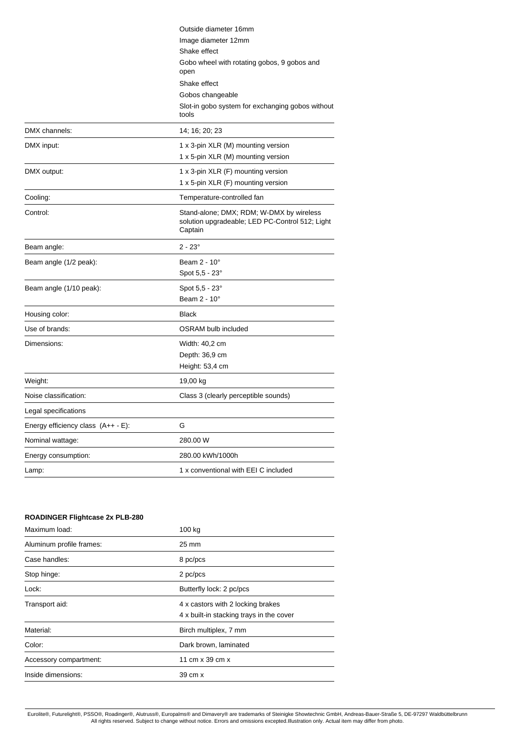| | |
|---|---|
| | Outside diameter 16mm<br>Image diameter 12mm<br>Shake effect<br>Gobo wheel with rotating gobos, 9 gobos and open<br>Shake effect<br>Gobos changeable<br>Slot-in gobo system for exchanging gobos without tools |
| DMX channels: | 14; 16; 20; 23 |
| DMX input: | 1 x 3-pin XLR (M) mounting version<br>1 x 5-pin XLR (M) mounting version |
| DMX output: | 1 x 3-pin XLR (F) mounting version<br>1 x 5-pin XLR (F) mounting version |
| Cooling: | Temperature-controlled fan |
| Control: | Stand-alone; DMX; RDM; W-DMX by wireless solution upgradeable; LED PC-Control 512; Light Captain |
| Beam angle: | 2 - 23° |
| Beam angle (1/2 peak): | Beam 2 - 10°<br>Spot 5,5 - 23° |
| Beam angle (1/10 peak): | Spot 5,5 - 23°<br>Beam 2 - 10° |
| Housing color: | Black |
| Use of brands: | OSRAM bulb included |
| Dimensions: | Width: 40,2 cm<br>Depth: 36,9 cm<br>Height: 53,4 cm |
| Weight: | 19,00 kg |
| Noise classification: | Class 3 (clearly perceptible sounds) |
| Legal specifications | |
| Energy efficiency class (A++ - E): | G |
| Nominal wattage: | 280.00 W |
| Energy consumption: | 280.00 kWh/1000h |
| Lamp: | 1 x conventional with EEI C included |

**ROADINGER Flightcase 2x PLB-280**

| | |
|---|---|
| Maximum load: | 100 kg |
| Aluminum profile frames: | 25 mm |
| Case handles: | 8 pc/pcs |
| Stop hinge: | 2 pc/pcs |
| Lock: | Butterfly lock: 2 pc/pcs |
| Transport aid: | 4 x castors with 2 locking brakes<br>4 x built-in stacking trays in the cover |
| Material: | Birch multiplex, 7 mm |
| Color: | Dark brown, laminated |
| Accessory compartment: | 11 cm x 39 cm x |
| Inside dimensions: | 39 cm x |

Eurolite®, Futurelight®, PSSO®, Roadinger®, Alutruss®, Europalms® and Dimavery® are trademarks of Steinigke Showtechnic GmbH, Andreas-Bauer-Straße 5, DE-97297 Waldbüttelbrunn
All rights reserved. Subject to change without notice. Errors and omissions excepted.Illustration only. Actual item may differ from photo.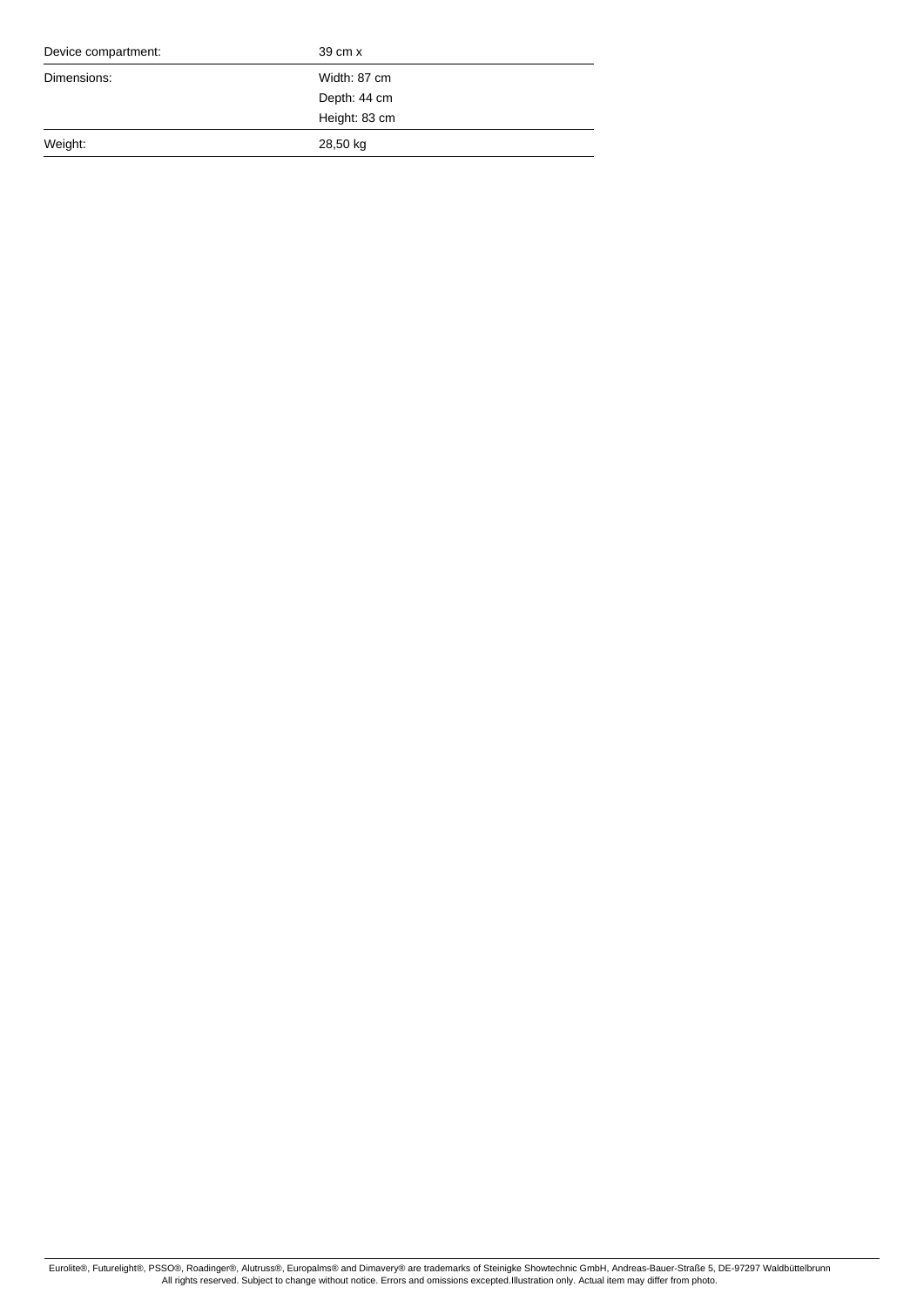| | |
|---|---|
| Device compartment: | 39 cm x |
| Dimensions: | Width: 87 cm<br>Depth: 44 cm<br>Height: 83 cm |
| Weight: | 28,50 kg |